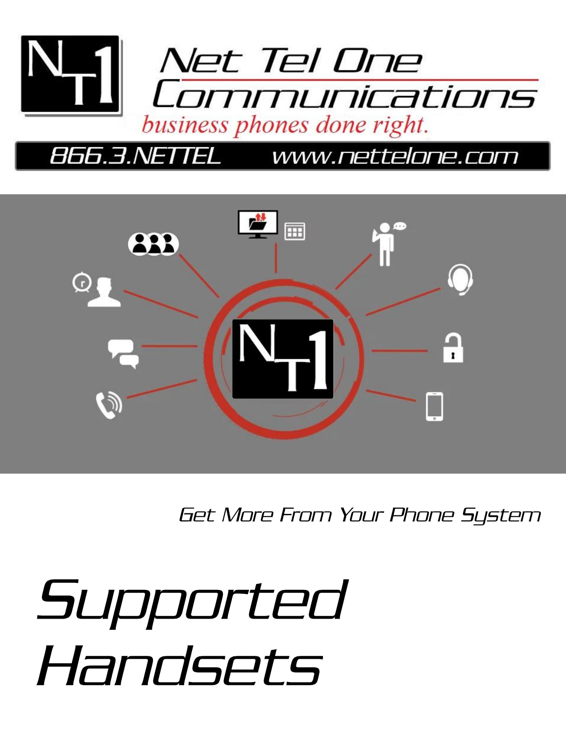# Net Tel One Communications

*business phones done right.*

866.3.NETTEL www.nettelone.com

*Get More From Your Phone System*

# Supported Handsets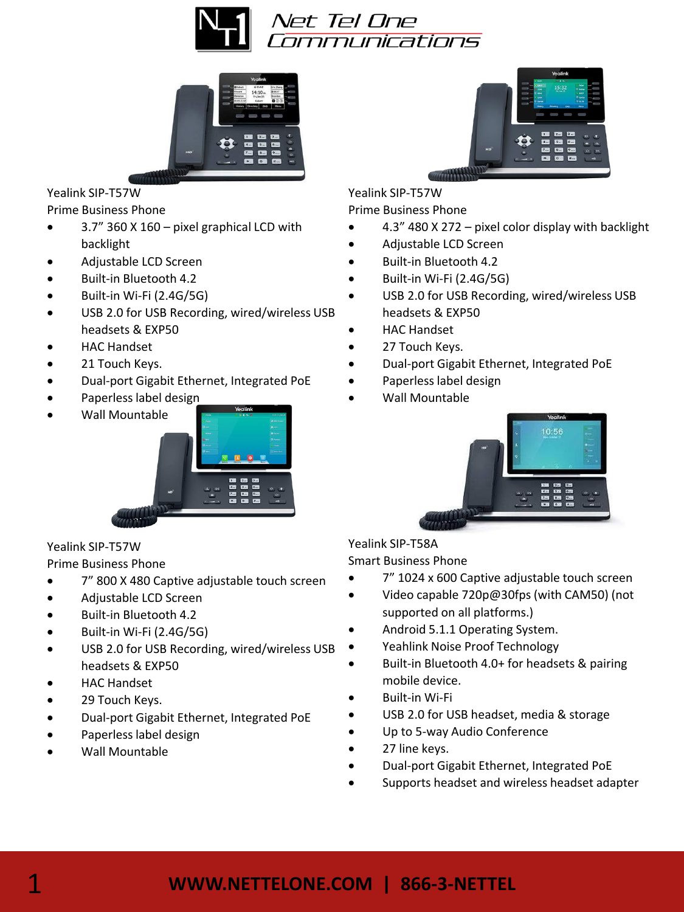Net Tel One Communications

Yealink SIP-T57W
Prime Business Phone

- 3.7” 360 X 160 – pixel graphical LCD with backlight
- Adjustable LCD Screen
- Built-in Bluetooth 4.2
- Built-in Wi-Fi (2.4G/5G)
- USB 2.0 for USB Recording, wired/wireless USB headsets & EXP50
- HAC Handset
- 21 Touch Keys.
- Dual-port Gigabit Ethernet, Integrated PoE
- Paperless label design
- Wall Mountable

Yealink SIP-T57W
Prime Business Phone

- 4.3” 480 X 272 – pixel color display with backlight
- Adjustable LCD Screen
- Built-in Bluetooth 4.2
- Built-in Wi-Fi (2.4G/5G)
- USB 2.0 for USB Recording, wired/wireless USB headsets & EXP50
- HAC Handset
- 27 Touch Keys.
- Dual-port Gigabit Ethernet, Integrated PoE
- Paperless label design
- Wall Mountable

Yealink SIP-T57W
Prime Business Phone

- 7” 800 X 480 Captive adjustable touch screen
- Adjustable LCD Screen
- Built-in Bluetooth 4.2
- Built-in Wi-Fi (2.4G/5G)
- USB 2.0 for USB Recording, wired/wireless USB headsets & EXP50
- HAC Handset
- 29 Touch Keys.
- Dual-port Gigabit Ethernet, Integrated PoE
- Paperless label design
- Wall Mountable

Yealink SIP-T58A
Smart Business Phone

- 7” 1024 x 600 Captive adjustable touch screen
- Video capable 720p@30fps (with CAM50) (not supported on all platforms.)
- Android 5.1.1 Operating System.
- Yeahlink Noise Proof Technology
- Built-in Bluetooth 4.0+ for headsets & pairing mobile device.
- Built-in Wi-Fi
- USB 2.0 for USB headset, media & storage
- Up to 5-way Audio Conference
- 27 line keys.
- Dual-port Gigabit Ethernet, Integrated PoE
- Supports headset and wireless headset adapter

**WWW.NETTELONE.COM | 866-3-NETTEL**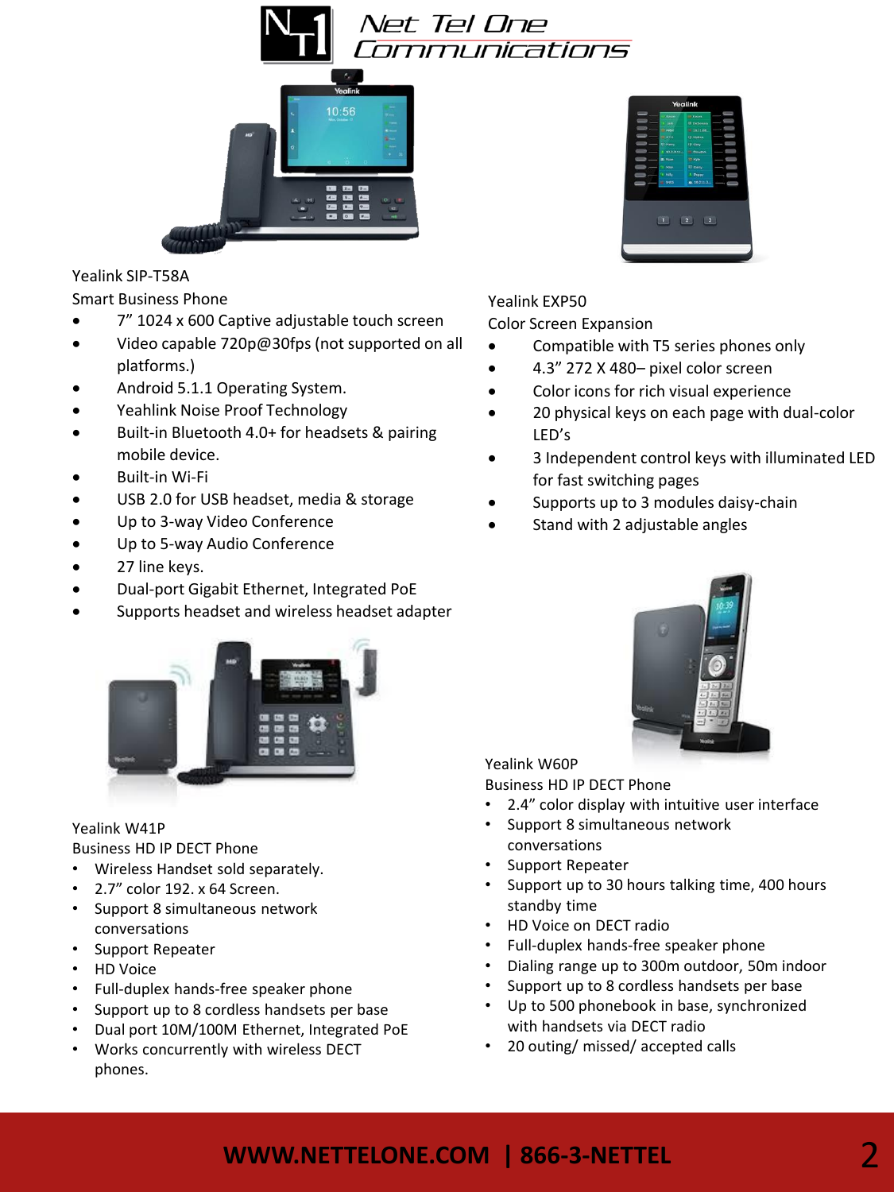Net Tel One Communications

Yealink SIP-T58A
Smart Business Phone

- 7" 1024 x 600 Captive adjustable touch screen
- Video capable 720p@30fps (not supported on all platforms.)
- Android 5.1.1 Operating System.
- Yeahlink Noise Proof Technology
- Built-in Bluetooth 4.0+ for headsets & pairing mobile device.
- Built-in Wi-Fi
- USB 2.0 for USB headset, media & storage
- Up to 3-way Video Conference
- Up to 5-way Audio Conference
- 27 line keys.
- Dual-port Gigabit Ethernet, Integrated PoE
- Supports headset and wireless headset adapter

Yealink EXP50
Color Screen Expansion

- Compatible with T5 series phones only
- 4.3" 272 X 480– pixel color screen
- Color icons for rich visual experience
- 20 physical keys on each page with dual-color LED's
- 3 Independent control keys with illuminated LED for fast switching pages
- Supports up to 3 modules daisy-chain
- Stand with 2 adjustable angles

Yealink W41P
Business HD IP DECT Phone

- Wireless Handset sold separately.
- 2.7" color 192. x 64 Screen.
- Support 8 simultaneous network conversations
- Support Repeater
- HD Voice
- Full-duplex hands-free speaker phone
- Support up to 8 cordless handsets per base
- Dual port 10M/100M Ethernet, Integrated PoE
- Works concurrently with wireless DECT phones.

Yealink W60P
Business HD IP DECT Phone

- 2.4" color display with intuitive user interface
- Support 8 simultaneous network conversations
- Support Repeater
- Support up to 30 hours talking time, 400 hours standby time
- HD Voice on DECT radio
- Full-duplex hands-free speaker phone
- Dialing range up to 300m outdoor, 50m indoor
- Support up to 8 cordless handsets per base
- Up to 500 phonebook in base, synchronized with handsets via DECT radio
- 20 outing/ missed/ accepted calls

**WWW.NETTELONE.COM | 866-3-NETTEL**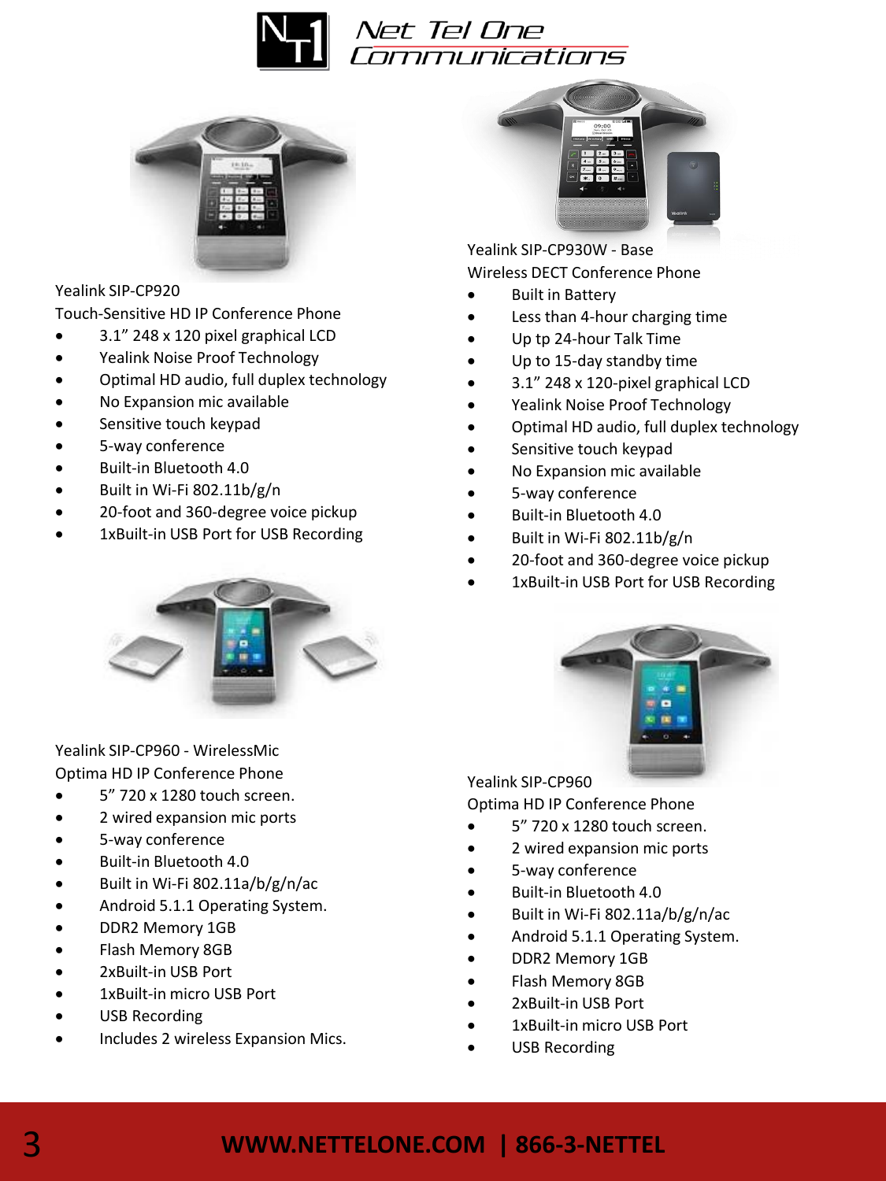Yealink SIP-CP920
Touch-Sensitive HD IP Conference Phone

- 3.1” 248 x 120 pixel graphical LCD
- Yealink Noise Proof Technology
- Optimal HD audio, full duplex technology
- No Expansion mic available
- Sensitive touch keypad
- 5-way conference
- Built-in Bluetooth 4.0
- Built in Wi-Fi 802.11b/g/n
- 20-foot and 360-degree voice pickup
- 1xBuilt-in USB Port for USB Recording

Yealink SIP-CP930W - Base
Wireless DECT Conference Phone

- Built in Battery
- Less than 4-hour charging time
- Up tp 24-hour Talk Time
- Up to 15-day standby time
- 3.1” 248 x 120-pixel graphical LCD
- Yealink Noise Proof Technology
- Optimal HD audio, full duplex technology
- Sensitive touch keypad
- No Expansion mic available
- 5-way conference
- Built-in Bluetooth 4.0
- Built in Wi-Fi 802.11b/g/n
- 20-foot and 360-degree voice pickup
- 1xBuilt-in USB Port for USB Recording

Yealink SIP-CP960 - WirelessMic
Optima HD IP Conference Phone

- 5” 720 x 1280 touch screen.
- 2 wired expansion mic ports
- 5-way conference
- Built-in Bluetooth 4.0
- Built in Wi-Fi 802.11a/b/g/n/ac
- Android 5.1.1 Operating System.
- DDR2 Memory 1GB
- Flash Memory 8GB
- 2xBuilt-in USB Port
- 1xBuilt-in micro USB Port
- USB Recording
- Includes 2 wireless Expansion Mics.

Yealink SIP-CP960
Optima HD IP Conference Phone

- 5” 720 x 1280 touch screen.
- 2 wired expansion mic ports
- 5-way conference
- Built-in Bluetooth 4.0
- Built in Wi-Fi 802.11a/b/g/n/ac
- Android 5.1.1 Operating System.
- DDR2 Memory 1GB
- Flash Memory 8GB
- 2xBuilt-in USB Port
- 1xBuilt-in micro USB Port
- USB Recording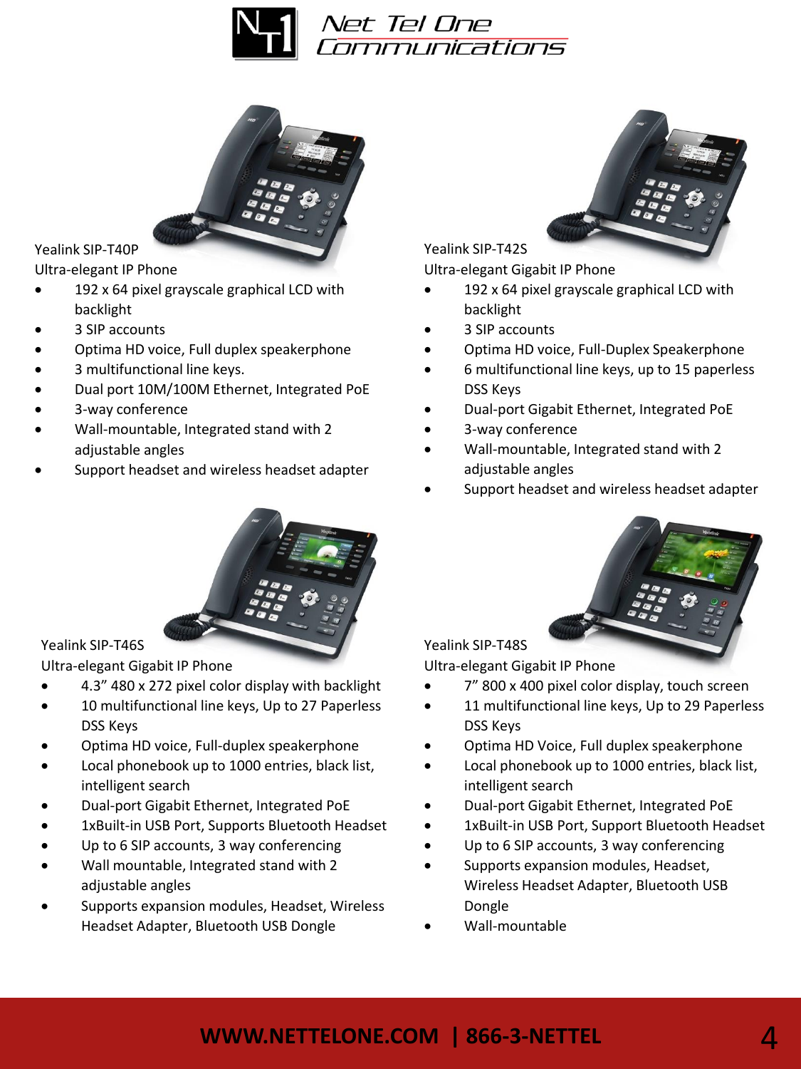Yealink SIP-T40P

Ultra-elegant IP Phone

- 192 x 64 pixel grayscale graphical LCD with backlight
- 3 SIP accounts
- Optima HD voice, Full duplex speakerphone
- 3 multifunctional line keys.
- Dual port 10M/100M Ethernet, Integrated PoE
- 3-way conference
- Wall-mountable, Integrated stand with 2 adjustable angles
- Support headset and wireless headset adapter

Yealink SIP-T42S

Ultra-elegant Gigabit IP Phone

- 192 x 64 pixel grayscale graphical LCD with backlight
- 3 SIP accounts
- Optima HD voice, Full-Duplex Speakerphone
- 6 multifunctional line keys, up to 15 paperless DSS Keys
- Dual-port Gigabit Ethernet, Integrated PoE
- 3-way conference
- Wall-mountable, Integrated stand with 2 adjustable angles
- Support headset and wireless headset adapter

Yealink SIP-T46S

Ultra-elegant Gigabit IP Phone

- 4.3” 480 x 272 pixel color display with backlight
- 10 multifunctional line keys, Up to 27 Paperless DSS Keys
- Optima HD voice, Full-duplex speakerphone
- Local phonebook up to 1000 entries, black list, intelligent search
- Dual-port Gigabit Ethernet, Integrated PoE
- 1xBuilt-in USB Port, Supports Bluetooth Headset
- Up to 6 SIP accounts, 3 way conferencing
- Wall mountable, Integrated stand with 2 adjustable angles
- Supports expansion modules, Headset, Wireless Headset Adapter, Bluetooth USB Dongle

Yealink SIP-T48S

Ultra-elegant Gigabit IP Phone

- 7” 800 x 400 pixel color display, touch screen
- 11 multifunctional line keys, Up to 29 Paperless DSS Keys
- Optima HD Voice, Full duplex speakerphone
- Local phonebook up to 1000 entries, black list, intelligent search
- Dual-port Gigabit Ethernet, Integrated PoE
- 1xBuilt-in USB Port, Support Bluetooth Headset
- Up to 6 SIP accounts, 3 way conferencing
- Supports expansion modules, Headset, Wireless Headset Adapter, Bluetooth USB Dongle
- Wall-mountable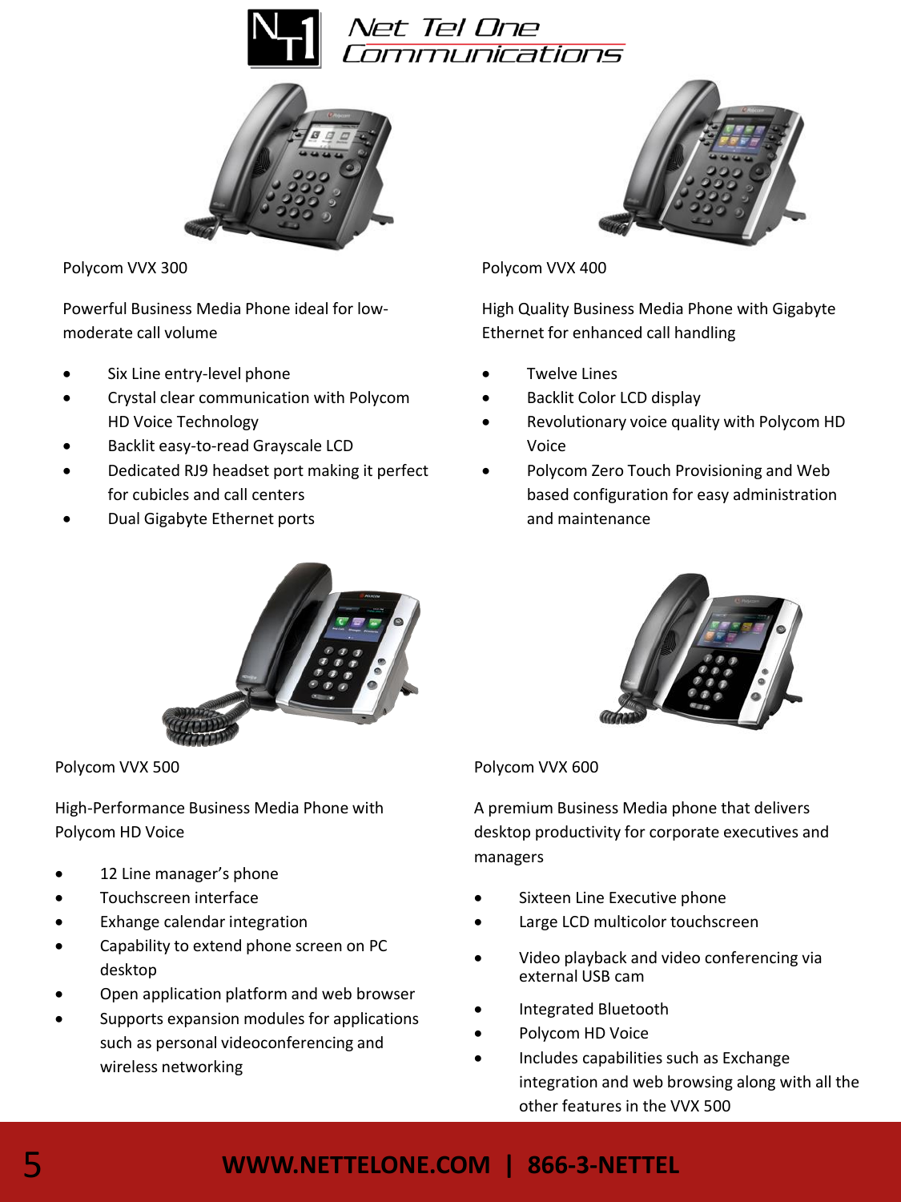Net Tel One Communications

Polycom VVX 300

Powerful Business Media Phone ideal for low-moderate call volume

- Six Line entry-level phone
- Crystal clear communication with Polycom HD Voice Technology
- Backlit easy-to-read Grayscale LCD
- Dedicated RJ9 headset port making it perfect for cubicles and call centers
- Dual Gigabyte Ethernet ports

Polycom VVX 400

High Quality Business Media Phone with Gigabyte Ethernet for enhanced call handling

- Twelve Lines
- Backlit Color LCD display
- Revolutionary voice quality with Polycom HD Voice
- Polycom Zero Touch Provisioning and Web based configuration for easy administration and maintenance

Polycom VVX 500

High-Performance Business Media Phone with Polycom HD Voice

- 12 Line manager's phone
- Touchscreen interface
- Exhange calendar integration
- Capability to extend phone screen on PC desktop
- Open application platform and web browser
- Supports expansion modules for applications such as personal videoconferencing and wireless networking

Polycom VVX 600

A premium Business Media phone that delivers desktop productivity for corporate executives and managers

- Sixteen Line Executive phone
- Large LCD multicolor touchscreen
- Video playback and video conferencing via external USB cam
- Integrated Bluetooth
- Polycom HD Voice
- Includes capabilities such as Exchange integration and web browsing along with all the other features in the VVX 500

**WWW.NETTELONE.COM | 866-3-NETTEL**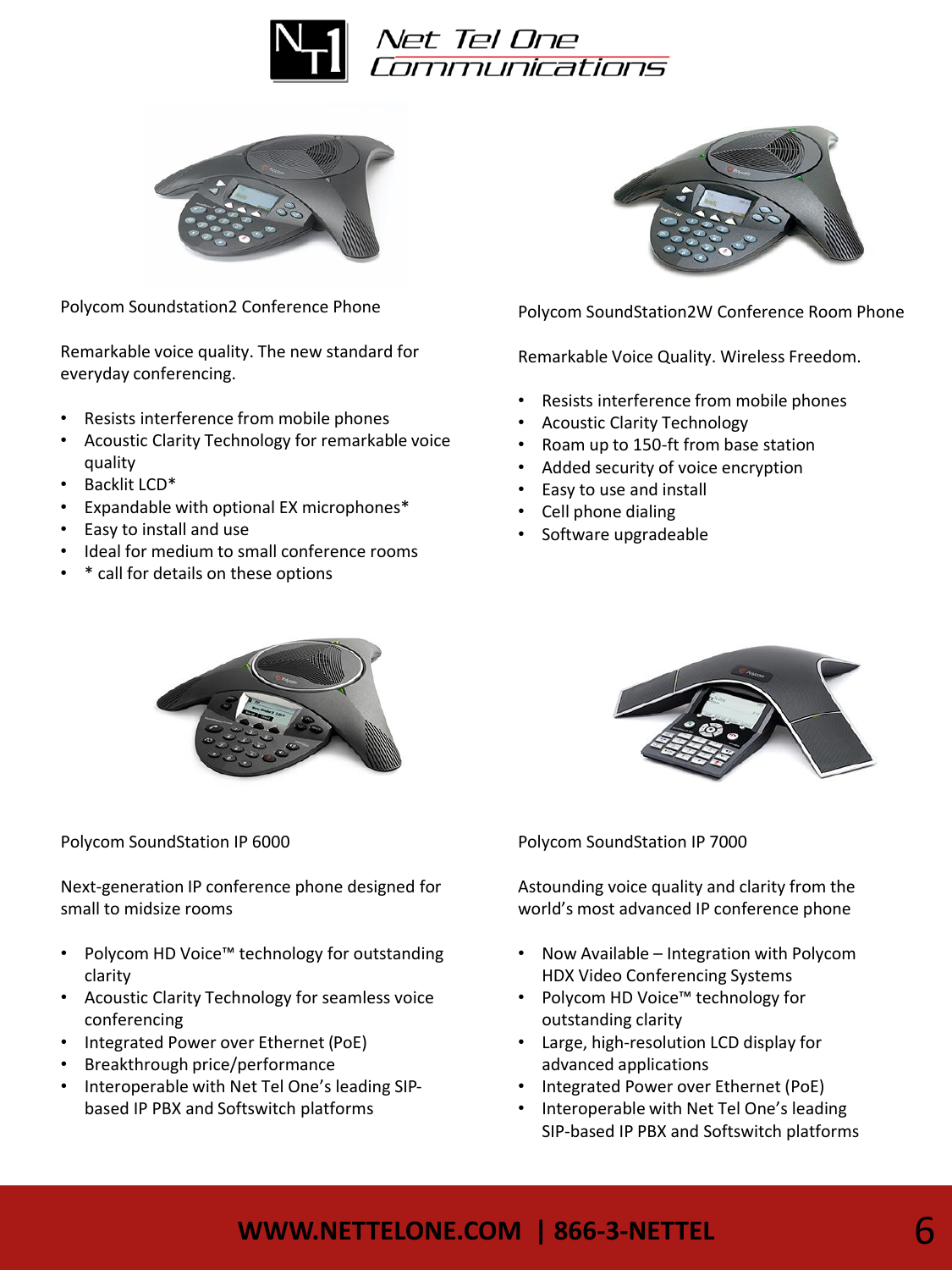Net Tel One Communications

Polycom Soundstation2 Conference Phone

Remarkable voice quality. The new standard for everyday conferencing.

- Resists interference from mobile phones
- Acoustic Clarity Technology for remarkable voice quality
- Backlit LCD*
- Expandable with optional EX microphones*
- Easy to install and use
- Ideal for medium to small conference rooms
- * call for details on these options

Polycom SoundStation2W Conference Room Phone

Remarkable Voice Quality. Wireless Freedom.

- Resists interference from mobile phones
- Acoustic Clarity Technology
- Roam up to 150-ft from base station
- Added security of voice encryption
- Easy to use and install
- Cell phone dialing
- Software upgradeable

Polycom SoundStation IP 6000

Next-generation IP conference phone designed for small to midsize rooms

- Polycom HD Voice™ technology for outstanding clarity
- Acoustic Clarity Technology for seamless voice conferencing
- Integrated Power over Ethernet (PoE)
- Breakthrough price/performance
- Interoperable with Net Tel One's leading SIP-based IP PBX and Softswitch platforms

Polycom SoundStation IP 7000

Astounding voice quality and clarity from the world's most advanced IP conference phone

- Now Available – Integration with Polycom HDX Video Conferencing Systems
- Polycom HD Voice™ technology for outstanding clarity
- Large, high-resolution LCD display for advanced applications
- Integrated Power over Ethernet (PoE)
- Interoperable with Net Tel One's leading SIP-based IP PBX and Softswitch platforms

**WWW.NETTELONE.COM | 866-3-NETTEL**